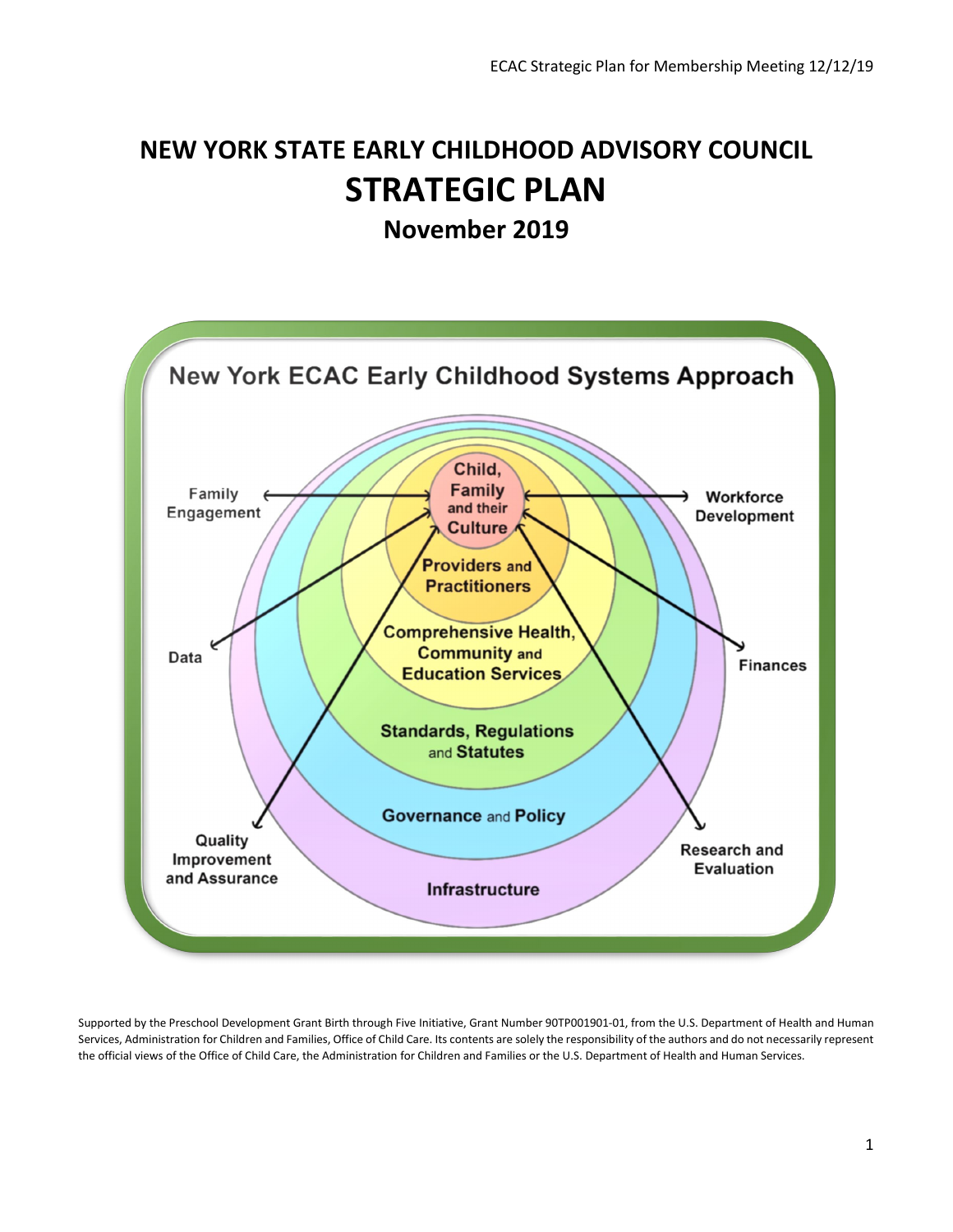# NEW YORK STATE EARLY CHILDHOOD ADVISORY COUNCIL

# STRATEGIC PLAN

## November 2019

**New York ECAC Early Childhood Systems Approach**

- Child, Family and their Culture
- Providers and Practitioners
- Comprehensive Health, Community and Education Services
- Standards, Regulations and Statutes
- Governance and Policy
- Infrastructure

Family Engagement · Workforce Development · Data · Finances · Quality Improvement and Assurance · Research and Evaluation

Supported by the Preschool Development Grant Birth through Five Initiative, Grant Number 90TP001901-01, from the U.S. Department of Health and Human Services, Administration for Children and Families, Office of Child Care. Its contents are solely the responsibility of the authors and do not necessarily represent the official views of the Office of Child Care, the Administration for Children and Families or the U.S. Department of Health and Human Services.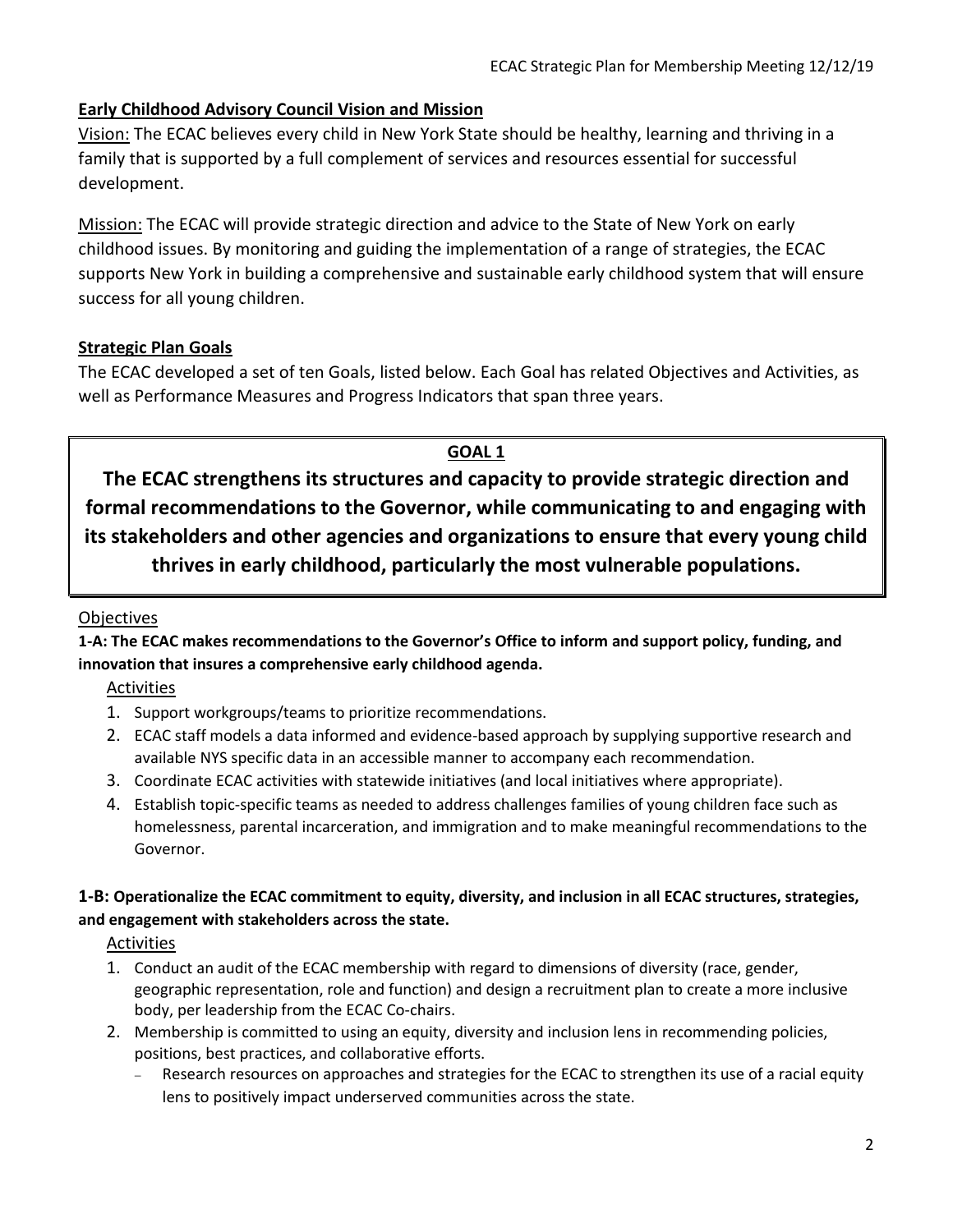## Early Childhood Advisory Council Vision and Mission

Vision: The ECAC believes every child in New York State should be healthy, learning and thriving in a family that is supported by a full complement of services and resources essential for successful development.

Mission: The ECAC will provide strategic direction and advice to the State of New York on early childhood issues. By monitoring and guiding the implementation of a range of strategies, the ECAC supports New York in building a comprehensive and sustainable early childhood system that will ensure success for all young children.

## Strategic Plan Goals

The ECAC developed a set of ten Goals, listed below. Each Goal has related Objectives and Activities, as well as Performance Measures and Progress Indicators that span three years.

### GOAL 1

**The ECAC strengthens its structures and capacity to provide strategic direction and formal recommendations to the Governor, while communicating to and engaging with its stakeholders and other agencies and organizations to ensure that every young child thrives in early childhood, particularly the most vulnerable populations.**

#### Objectives

**1-A: The ECAC makes recommendations to the Governor's Office to inform and support policy, funding, and innovation that insures a comprehensive early childhood agenda.**

Activities

1. Support workgroups/teams to prioritize recommendations.
2. ECAC staff models a data informed and evidence-based approach by supplying supportive research and available NYS specific data in an accessible manner to accompany each recommendation.
3. Coordinate ECAC activities with statewide initiatives (and local initiatives where appropriate).
4. Establish topic-specific teams as needed to address challenges families of young children face such as homelessness, parental incarceration, and immigration and to make meaningful recommendations to the Governor.

**1-B: Operationalize the ECAC commitment to equity, diversity, and inclusion in all ECAC structures, strategies, and engagement with stakeholders across the state.**

Activities

1. Conduct an audit of the ECAC membership with regard to dimensions of diversity (race, gender, geographic representation, role and function) and design a recruitment plan to create a more inclusive body, per leadership from the ECAC Co-chairs.
2. Membership is committed to using an equity, diversity and inclusion lens in recommending policies, positions, best practices, and collaborative efforts.
   - Research resources on approaches and strategies for the ECAC to strengthen its use of a racial equity lens to positively impact underserved communities across the state.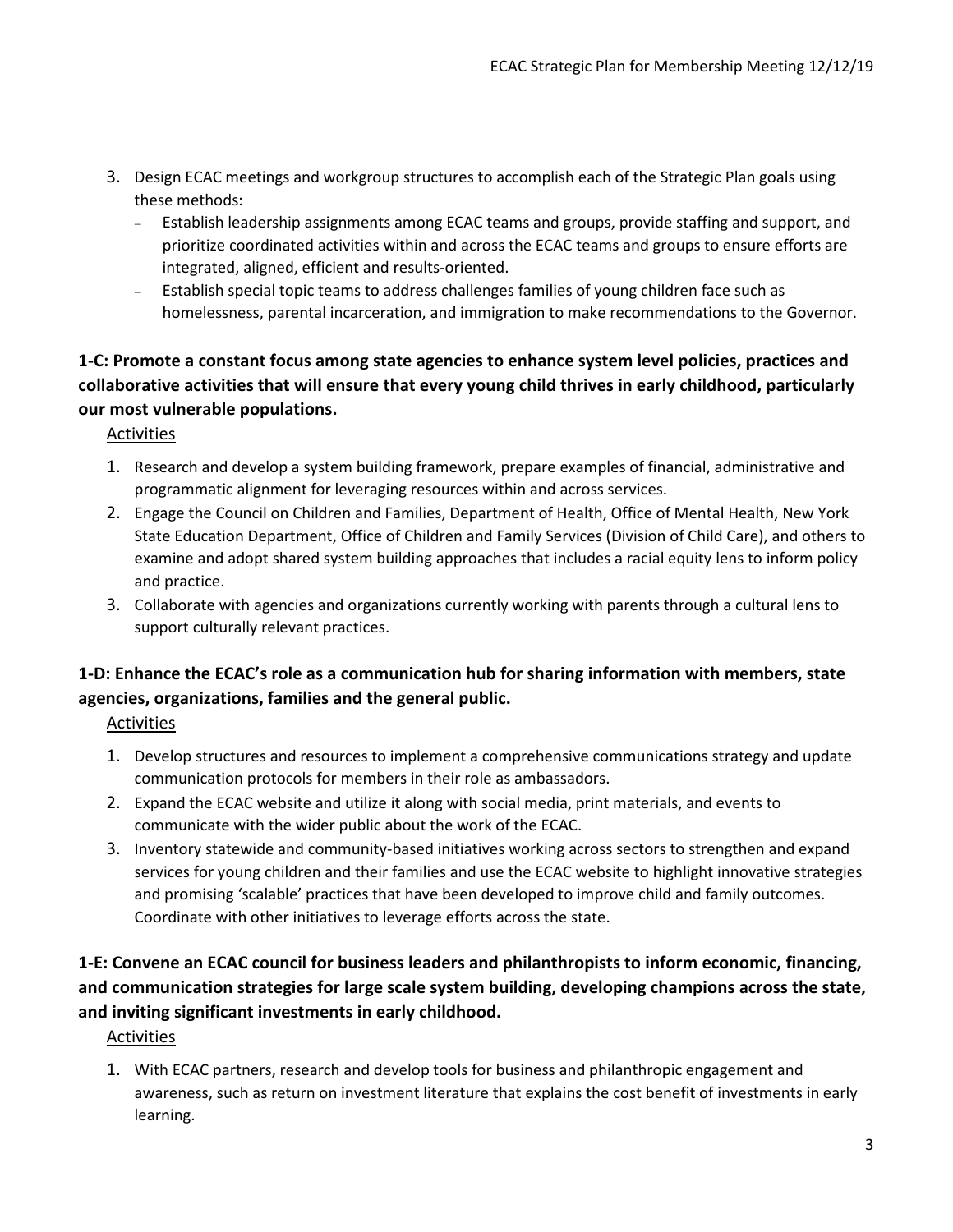3. Design ECAC meetings and workgroup structures to accomplish each of the Strategic Plan goals using these methods:
   - Establish leadership assignments among ECAC teams and groups, provide staffing and support, and prioritize coordinated activities within and across the ECAC teams and groups to ensure efforts are integrated, aligned, efficient and results-oriented.
   - Establish special topic teams to address challenges families of young children face such as homelessness, parental incarceration, and immigration to make recommendations to the Governor.

### 1-C: Promote a constant focus among state agencies to enhance system level policies, practices and collaborative activities that will ensure that every young child thrives in early childhood, particularly our most vulnerable populations.

Activities

1. Research and develop a system building framework, prepare examples of financial, administrative and programmatic alignment for leveraging resources within and across services.
2. Engage the Council on Children and Families, Department of Health, Office of Mental Health, New York State Education Department, Office of Children and Family Services (Division of Child Care), and others to examine and adopt shared system building approaches that includes a racial equity lens to inform policy and practice.
3. Collaborate with agencies and organizations currently working with parents through a cultural lens to support culturally relevant practices.

### 1-D: Enhance the ECAC's role as a communication hub for sharing information with members, state agencies, organizations, families and the general public.

Activities

1. Develop structures and resources to implement a comprehensive communications strategy and update communication protocols for members in their role as ambassadors.
2. Expand the ECAC website and utilize it along with social media, print materials, and events to communicate with the wider public about the work of the ECAC.
3. Inventory statewide and community-based initiatives working across sectors to strengthen and expand services for young children and their families and use the ECAC website to highlight innovative strategies and promising 'scalable' practices that have been developed to improve child and family outcomes. Coordinate with other initiatives to leverage efforts across the state.

### 1-E: Convene an ECAC council for business leaders and philanthropists to inform economic, financing, and communication strategies for large scale system building, developing champions across the state, and inviting significant investments in early childhood.

Activities

1. With ECAC partners, research and develop tools for business and philanthropic engagement and awareness, such as return on investment literature that explains the cost benefit of investments in early learning.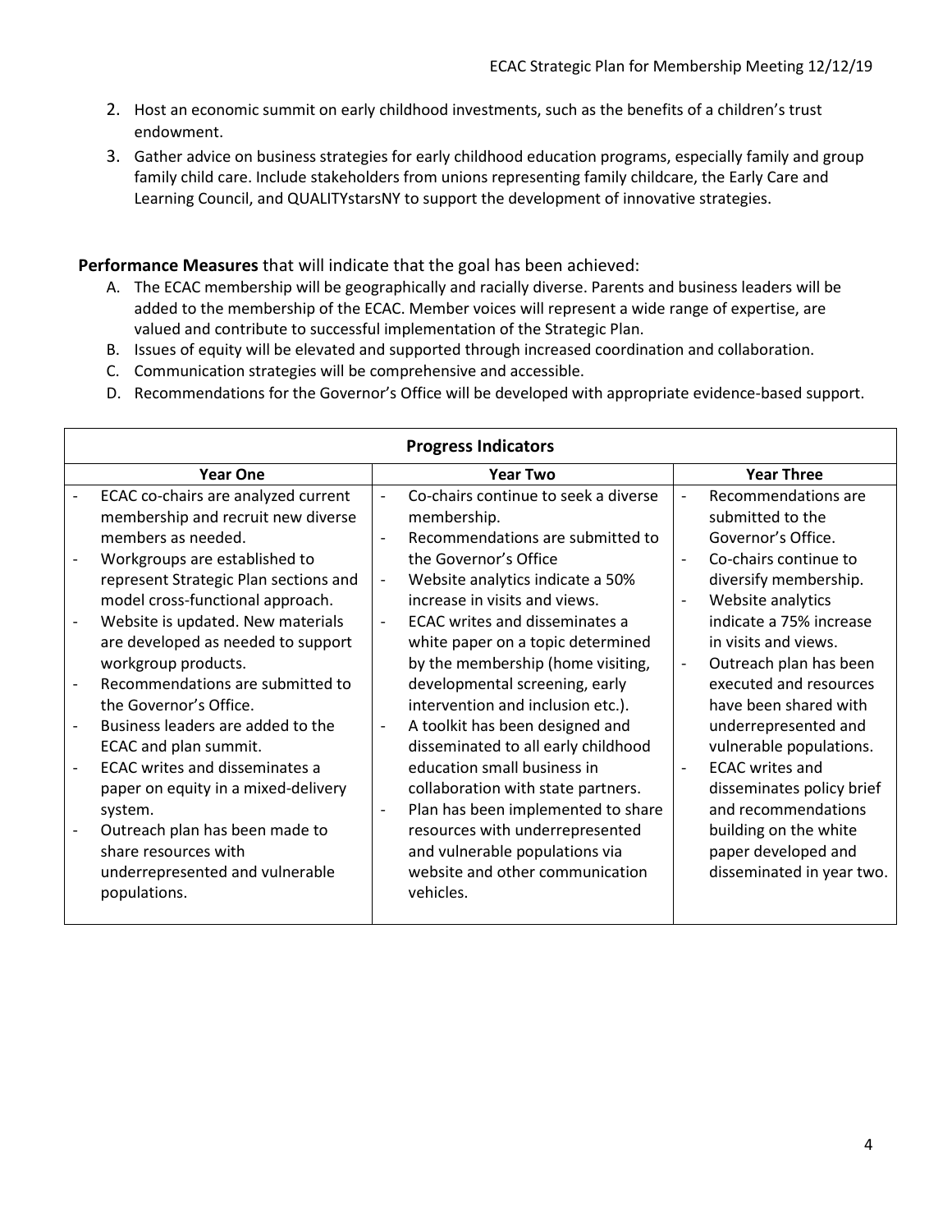2. Host an economic summit on early childhood investments, such as the benefits of a children's trust endowment.
3. Gather advice on business strategies for early childhood education programs, especially family and group family child care. Include stakeholders from unions representing family childcare, the Early Care and Learning Council, and QUALITYstarsNY to support the development of innovative strategies.

**Performance Measures** that will indicate that the goal has been achieved:

A. The ECAC membership will be geographically and racially diverse. Parents and business leaders will be added to the membership of the ECAC. Member voices will represent a wide range of expertise, are valued and contribute to successful implementation of the Strategic Plan.
B. Issues of equity will be elevated and supported through increased coordination and collaboration.
C. Communication strategies will be comprehensive and accessible.
D. Recommendations for the Governor's Office will be developed with appropriate evidence-based support.

| Progress Indicators | | |
|---|---|---|
| **Year One** | **Year Two** | **Year Three** |
| - ECAC co-chairs are analyzed current membership and recruit new diverse members as needed.<br>- Workgroups are established to represent Strategic Plan sections and model cross-functional approach.<br>- Website is updated. New materials are developed as needed to support workgroup products.<br>- Recommendations are submitted to the Governor's Office.<br>- Business leaders are added to the ECAC and plan summit.<br>- ECAC writes and disseminates a paper on equity in a mixed-delivery system.<br>- Outreach plan has been made to share resources with underrepresented and vulnerable populations. | - Co-chairs continue to seek a diverse membership.<br>- Recommendations are submitted to the Governor's Office<br>- Website analytics indicate a 50% increase in visits and views.<br>- ECAC writes and disseminates a white paper on a topic determined by the membership (home visiting, developmental screening, early intervention and inclusion etc.).<br>- A toolkit has been designed and disseminated to all early childhood education small business in collaboration with state partners.<br>- Plan has been implemented to share resources with underrepresented and vulnerable populations via website and other communication vehicles. | - Recommendations are submitted to the Governor's Office.<br>- Co-chairs continue to diversify membership.<br>- Website analytics indicate a 75% increase in visits and views.<br>- Outreach plan has been executed and resources have been shared with underrepresented and vulnerable populations.<br>- ECAC writes and disseminates policy brief and recommendations building on the white paper developed and disseminated in year two. |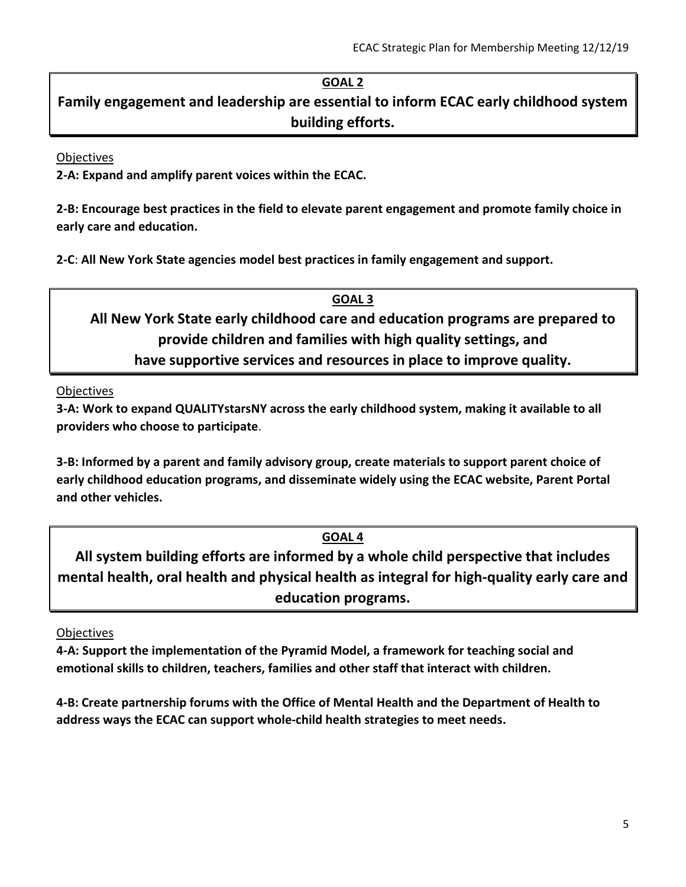## GOAL 2

## Family engagement and leadership are essential to inform ECAC early childhood system building efforts.

Objectives

**2-A: Expand and amplify parent voices within the ECAC.**

**2-B: Encourage best practices in the field to elevate parent engagement and promote family choice in early care and education.**

**2-C: All New York State agencies model best practices in family engagement and support.**

## GOAL 3

## All New York State early childhood care and education programs are prepared to provide children and families with high quality settings, and have supportive services and resources in place to improve quality.

Objectives

**3-A: Work to expand QUALITYstarsNY across the early childhood system, making it available to all providers who choose to participate.**

**3-B: Informed by a parent and family advisory group, create materials to support parent choice of early childhood education programs, and disseminate widely using the ECAC website, Parent Portal and other vehicles.**

## GOAL 4

## All system building efforts are informed by a whole child perspective that includes mental health, oral health and physical health as integral for high-quality early care and education programs.

Objectives

**4-A: Support the implementation of the Pyramid Model, a framework for teaching social and emotional skills to children, teachers, families and other staff that interact with children.**

**4-B: Create partnership forums with the Office of Mental Health and the Department of Health to address ways the ECAC can support whole-child health strategies to meet needs.**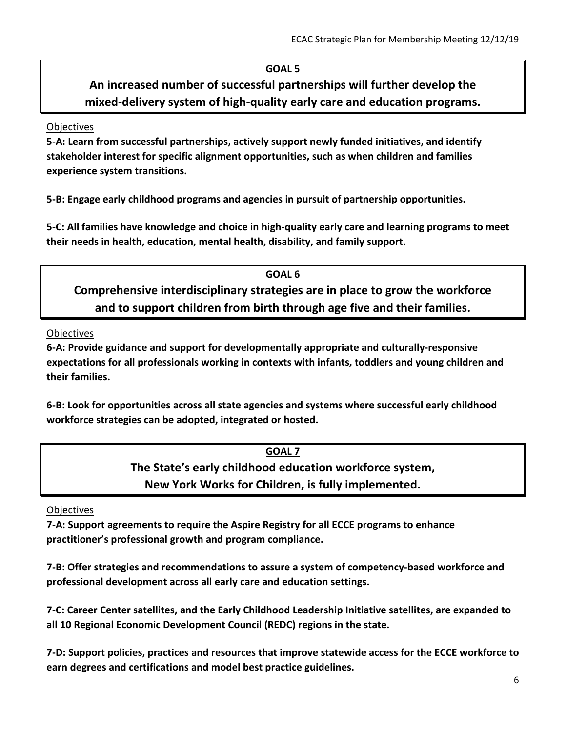## GOAL 5

## An increased number of successful partnerships will further develop the mixed-delivery system of high-quality early care and education programs.

Objectives

**5-A: Learn from successful partnerships, actively support newly funded initiatives, and identify stakeholder interest for specific alignment opportunities, such as when children and families experience system transitions.**

**5-B: Engage early childhood programs and agencies in pursuit of partnership opportunities.**

**5-C: All families have knowledge and choice in high-quality early care and learning programs to meet their needs in health, education, mental health, disability, and family support.**

## GOAL 6

## Comprehensive interdisciplinary strategies are in place to grow the workforce and to support children from birth through age five and their families.

Objectives

**6-A: Provide guidance and support for developmentally appropriate and culturally-responsive expectations for all professionals working in contexts with infants, toddlers and young children and their families.**

**6-B: Look for opportunities across all state agencies and systems where successful early childhood workforce strategies can be adopted, integrated or hosted.**

## GOAL 7

## The State's early childhood education workforce system, New York Works for Children, is fully implemented.

Objectives

**7-A: Support agreements to require the Aspire Registry for all ECCE programs to enhance practitioner's professional growth and program compliance.**

**7-B: Offer strategies and recommendations to assure a system of competency-based workforce and professional development across all early care and education settings.**

**7-C: Career Center satellites, and the Early Childhood Leadership Initiative satellites, are expanded to all 10 Regional Economic Development Council (REDC) regions in the state.**

**7-D: Support policies, practices and resources that improve statewide access for the ECCE workforce to earn degrees and certifications and model best practice guidelines.**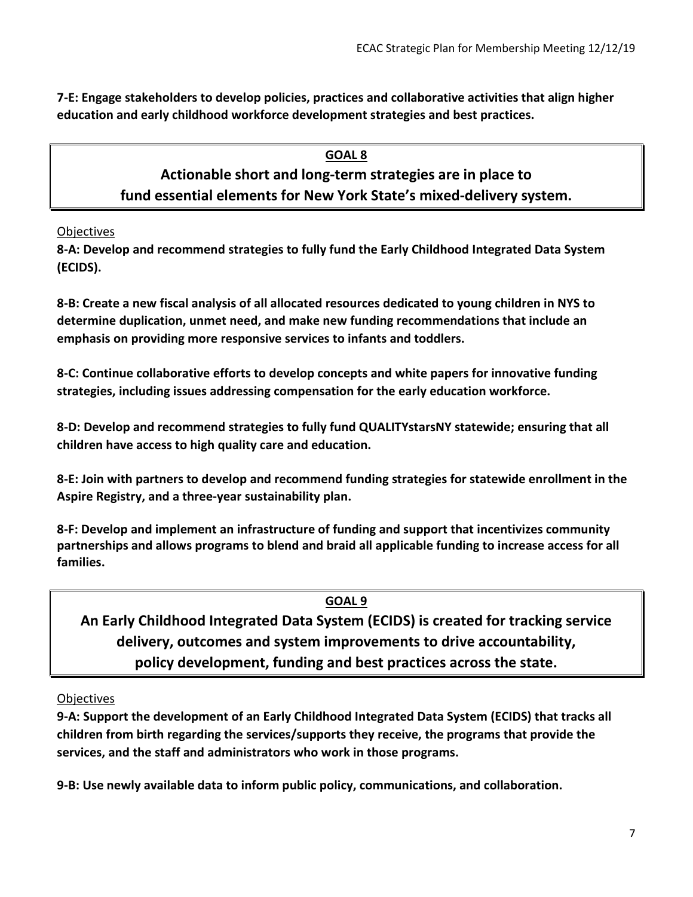**7-E: Engage stakeholders to develop policies, practices and collaborative activities that align higher education and early childhood workforce development strategies and best practices.**

## GOAL 8

## Actionable short and long-term strategies are in place to fund essential elements for New York State's mixed-delivery system.

Objectives

**8-A: Develop and recommend strategies to fully fund the Early Childhood Integrated Data System (ECIDS).**

**8-B: Create a new fiscal analysis of all allocated resources dedicated to young children in NYS to determine duplication, unmet need, and make new funding recommendations that include an emphasis on providing more responsive services to infants and toddlers.**

**8-C: Continue collaborative efforts to develop concepts and white papers for innovative funding strategies, including issues addressing compensation for the early education workforce.**

**8-D: Develop and recommend strategies to fully fund QUALITYstarsNY statewide; ensuring that all children have access to high quality care and education.**

**8-E: Join with partners to develop and recommend funding strategies for statewide enrollment in the Aspire Registry, and a three-year sustainability plan.**

**8-F: Develop and implement an infrastructure of funding and support that incentivizes community partnerships and allows programs to blend and braid all applicable funding to increase access for all families.**

## GOAL 9

## An Early Childhood Integrated Data System (ECIDS) is created for tracking service delivery, outcomes and system improvements to drive accountability, policy development, funding and best practices across the state.

Objectives

**9-A: Support the development of an Early Childhood Integrated Data System (ECIDS) that tracks all children from birth regarding the services/supports they receive, the programs that provide the services, and the staff and administrators who work in those programs.**

**9-B: Use newly available data to inform public policy, communications, and collaboration.**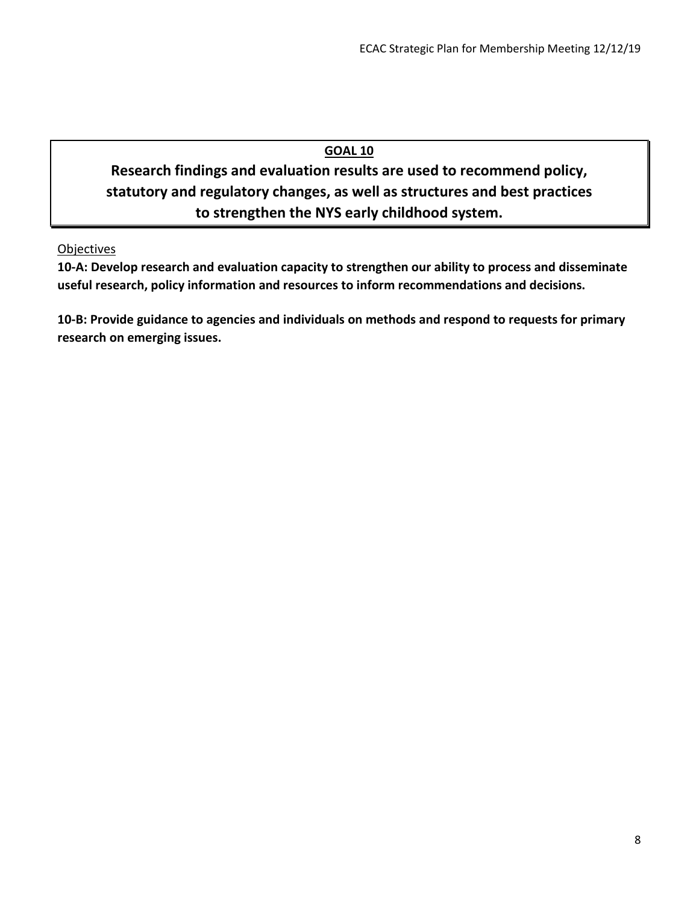## GOAL 10

## Research findings and evaluation results are used to recommend policy, statutory and regulatory changes, as well as structures and best practices to strengthen the NYS early childhood system.

Objectives

**10-A: Develop research and evaluation capacity to strengthen our ability to process and disseminate useful research, policy information and resources to inform recommendations and decisions.**

**10-B: Provide guidance to agencies and individuals on methods and respond to requests for primary research on emerging issues.**